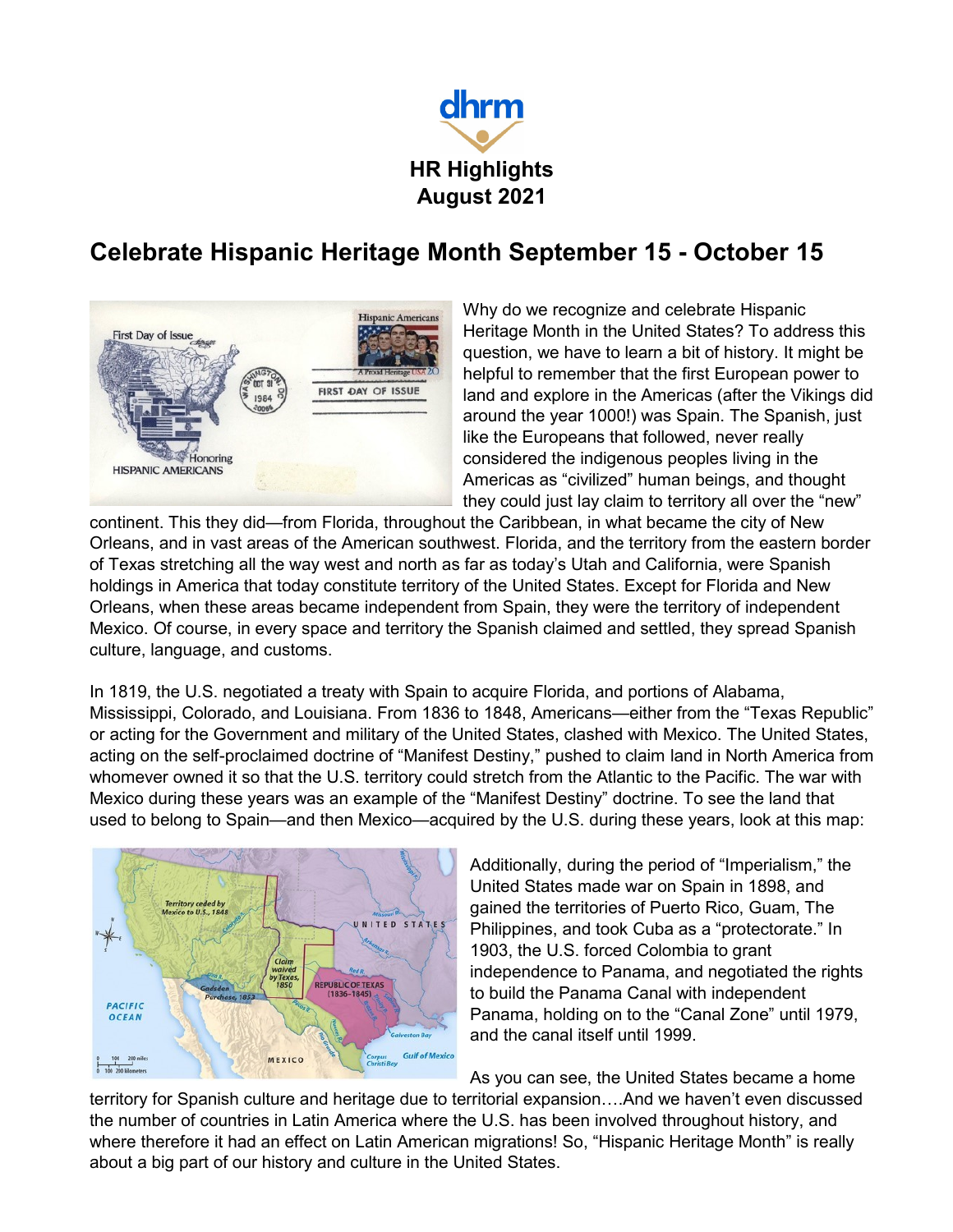dhrm

**HR Highlights**
**August 2021**

## Celebrate Hispanic Heritage Month September 15 - October 15

Why do we recognize and celebrate Hispanic Heritage Month in the United States? To address this question, we have to learn a bit of history. It might be helpful to remember that the first European power to land and explore in the Americas (after the Vikings did around the year 1000!) was Spain. The Spanish, just like the Europeans that followed, never really considered the indigenous peoples living in the Americas as "civilized" human beings, and thought they could just lay claim to territory all over the "new" continent. This they did—from Florida, throughout the Caribbean, in what became the city of New Orleans, and in vast areas of the American southwest. Florida, and the territory from the eastern border of Texas stretching all the way west and north as far as today's Utah and California, were Spanish holdings in America that today constitute territory of the United States. Except for Florida and New Orleans, when these areas became independent from Spain, they were the territory of independent Mexico. Of course, in every space and territory the Spanish claimed and settled, they spread Spanish culture, language, and customs.

In 1819, the U.S. negotiated a treaty with Spain to acquire Florida, and portions of Alabama, Mississippi, Colorado, and Louisiana. From 1836 to 1848, Americans—either from the "Texas Republic" or acting for the Government and military of the United States, clashed with Mexico. The United States, acting on the self-proclaimed doctrine of "Manifest Destiny," pushed to claim land in North America from whomever owned it so that the U.S. territory could stretch from the Atlantic to the Pacific. The war with Mexico during these years was an example of the "Manifest Destiny" doctrine. To see the land that used to belong to Spain—and then Mexico—acquired by the U.S. during these years, look at this map:

Additionally, during the period of "Imperialism," the United States made war on Spain in 1898, and gained the territories of Puerto Rico, Guam, The Philippines, and took Cuba as a "protectorate." In 1903, the U.S. forced Colombia to grant independence to Panama, and negotiated the rights to build the Panama Canal with independent Panama, holding on to the "Canal Zone" until 1979, and the canal itself until 1999.

As you can see, the United States became a home territory for Spanish culture and heritage due to territorial expansion….And we haven't even discussed the number of countries in Latin America where the U.S. has been involved throughout history, and where therefore it had an effect on Latin American migrations! So, "Hispanic Heritage Month" is really about a big part of our history and culture in the United States.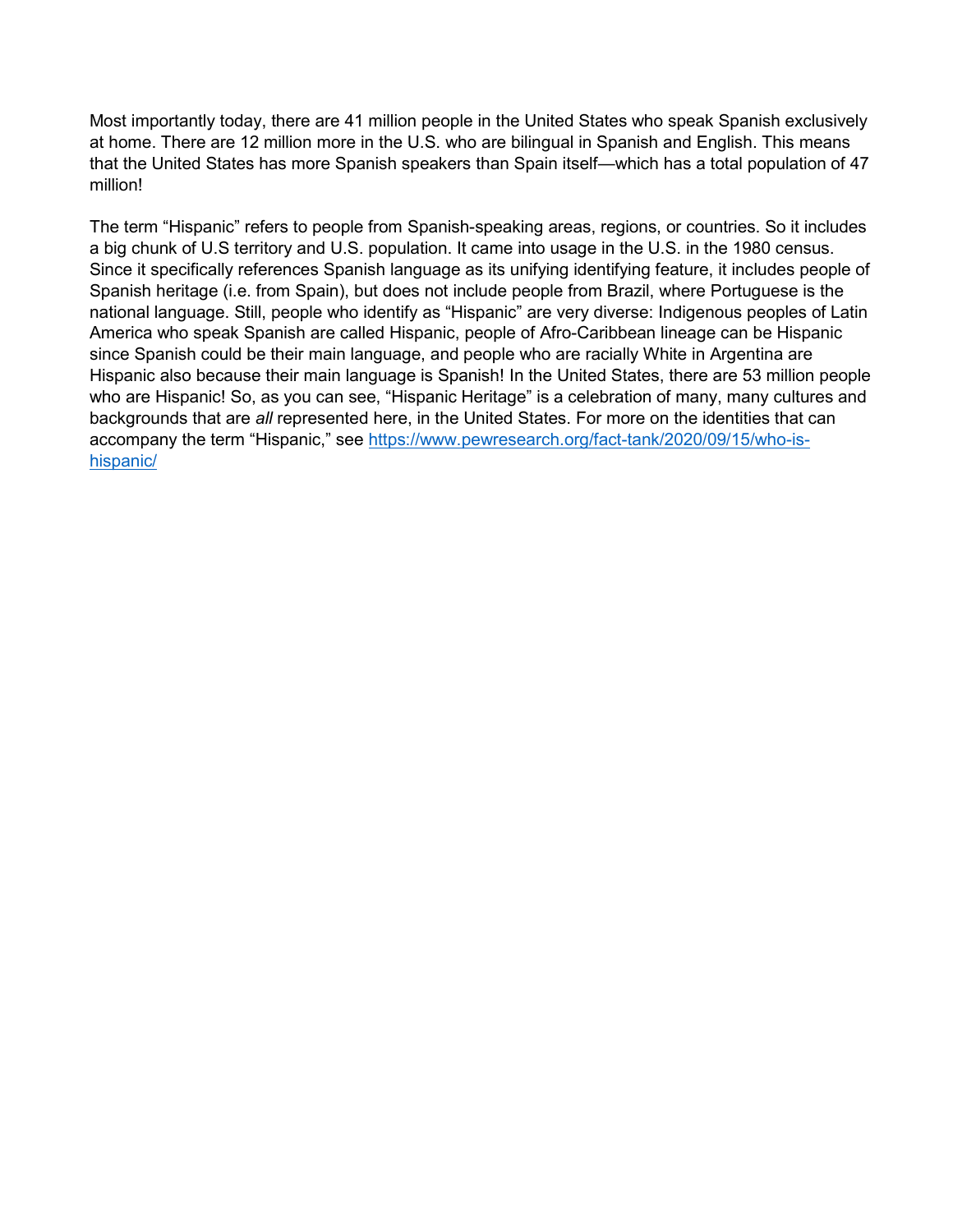Most importantly today, there are 41 million people in the United States who speak Spanish exclusively at home. There are 12 million more in the U.S. who are bilingual in Spanish and English. This means that the United States has more Spanish speakers than Spain itself—which has a total population of 47 million!

The term "Hispanic" refers to people from Spanish-speaking areas, regions, or countries. So it includes a big chunk of U.S territory and U.S. population. It came into usage in the U.S. in the 1980 census. Since it specifically references Spanish language as its unifying identifying feature, it includes people of Spanish heritage (i.e. from Spain), but does not include people from Brazil, where Portuguese is the national language. Still, people who identify as "Hispanic" are very diverse: Indigenous peoples of Latin America who speak Spanish are called Hispanic, people of Afro-Caribbean lineage can be Hispanic since Spanish could be their main language, and people who are racially White in Argentina are Hispanic also because their main language is Spanish! In the United States, there are 53 million people who are Hispanic! So, as you can see, "Hispanic Heritage" is a celebration of many, many cultures and backgrounds that are *all* represented here, in the United States. For more on the identities that can accompany the term "Hispanic," see [https://www.pewresearch.org/fact-tank/2020/09/15/who-is-hispanic/](https://www.pewresearch.org/fact-tank/2020/09/15/who-is-hispanic/)